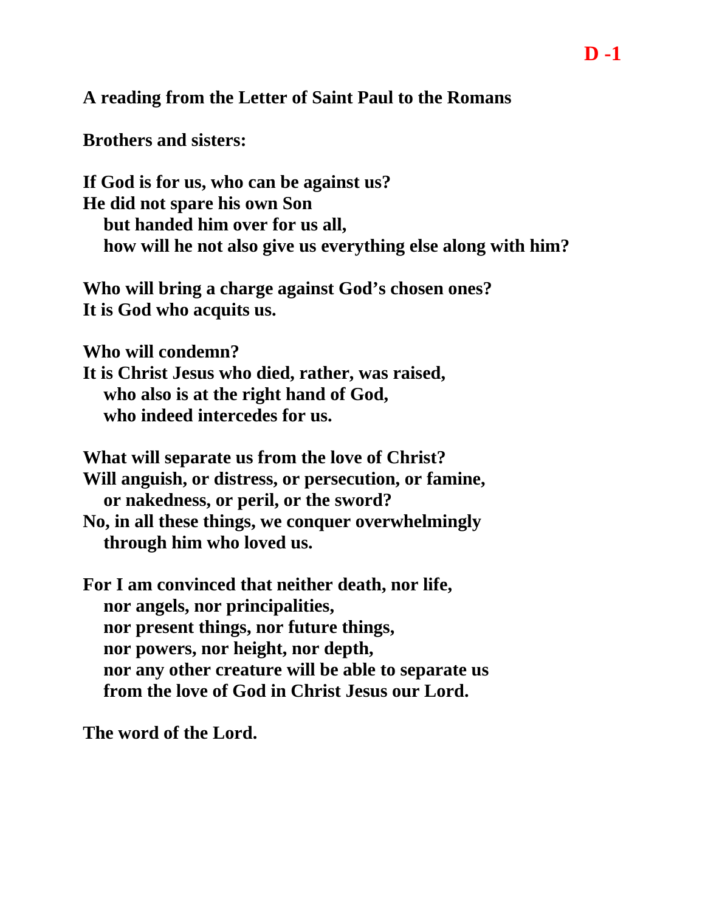**D -1**

**A reading from the Letter of Saint Paul to the Romans**

**Brothers and sisters:**

**If God is for us, who can be against us?**
**He did not spare his own Son**
**but handed him over for us all,**
**how will he not also give us everything else along with him?**

**Who will bring a charge against God's chosen ones?**
**It is God who acquits us.**

**Who will condemn?**
**It is Christ Jesus who died, rather, was raised,**
**who also is at the right hand of God,**
**who indeed intercedes for us.**

**What will separate us from the love of Christ?**
**Will anguish, or distress, or persecution, or famine,**
**or nakedness, or peril, or the sword?**
**No, in all these things, we conquer overwhelmingly**
**through him who loved us.**

**For I am convinced that neither death, nor life,**
**nor angels, nor principalities,**
**nor present things, nor future things,**
**nor powers, nor height, nor depth,**
**nor any other creature will be able to separate us**
**from the love of God in Christ Jesus our Lord.**

**The word of the Lord.**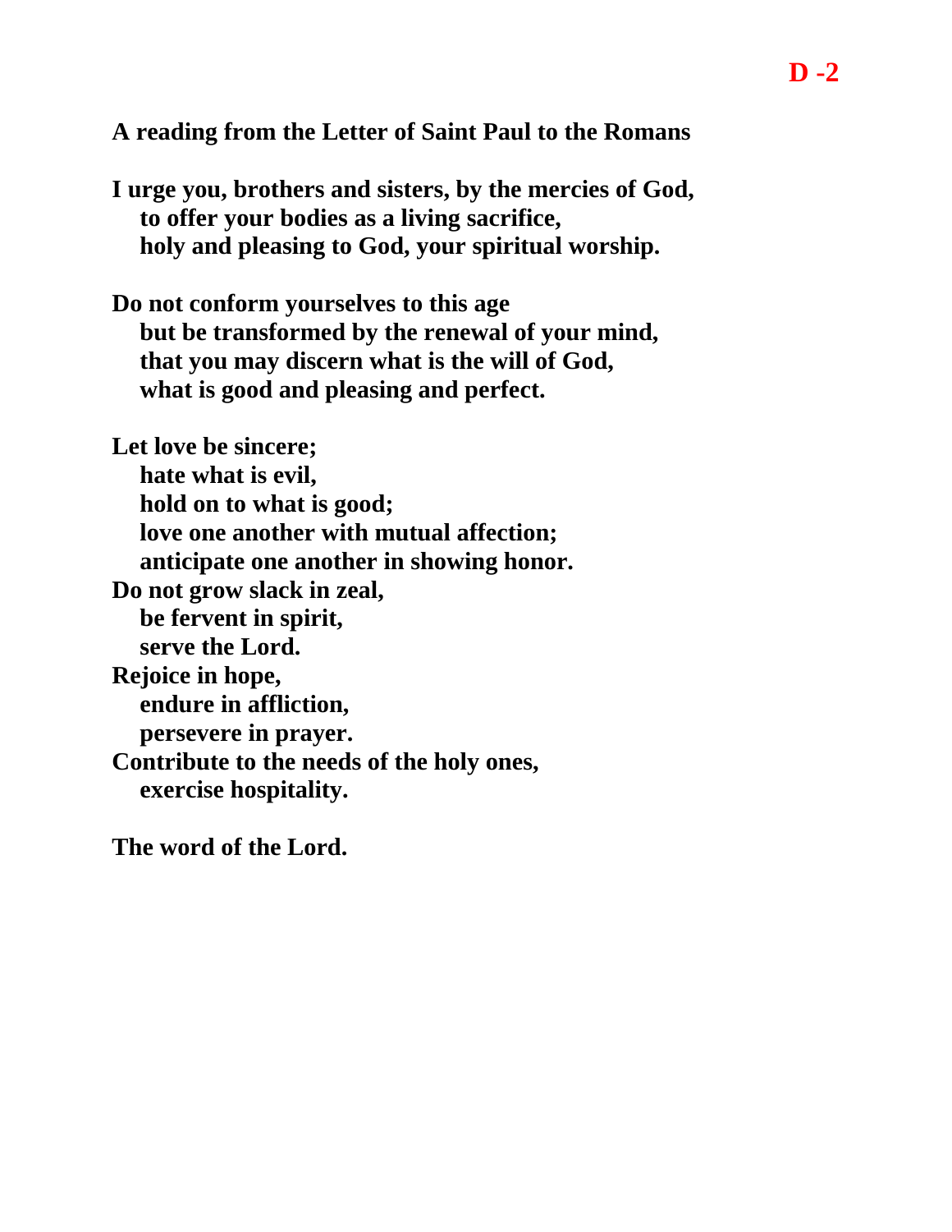**D -2**

**A reading from the Letter of Saint Paul to the Romans**

**I urge you, brothers and sisters, by the mercies of God,**
**to offer your bodies as a living sacrifice,**
**holy and pleasing to God, your spiritual worship.**

**Do not conform yourselves to this age**
**but be transformed by the renewal of your mind,**
**that you may discern what is the will of God,**
**what is good and pleasing and perfect.**

**Let love be sincere;**
**hate what is evil,**
**hold on to what is good;**
**love one another with mutual affection;**
**anticipate one another in showing honor.**
**Do not grow slack in zeal,**
**be fervent in spirit,**
**serve the Lord.**
**Rejoice in hope,**
**endure in affliction,**
**persevere in prayer.**
**Contribute to the needs of the holy ones,**
**exercise hospitality.**

**The word of the Lord.**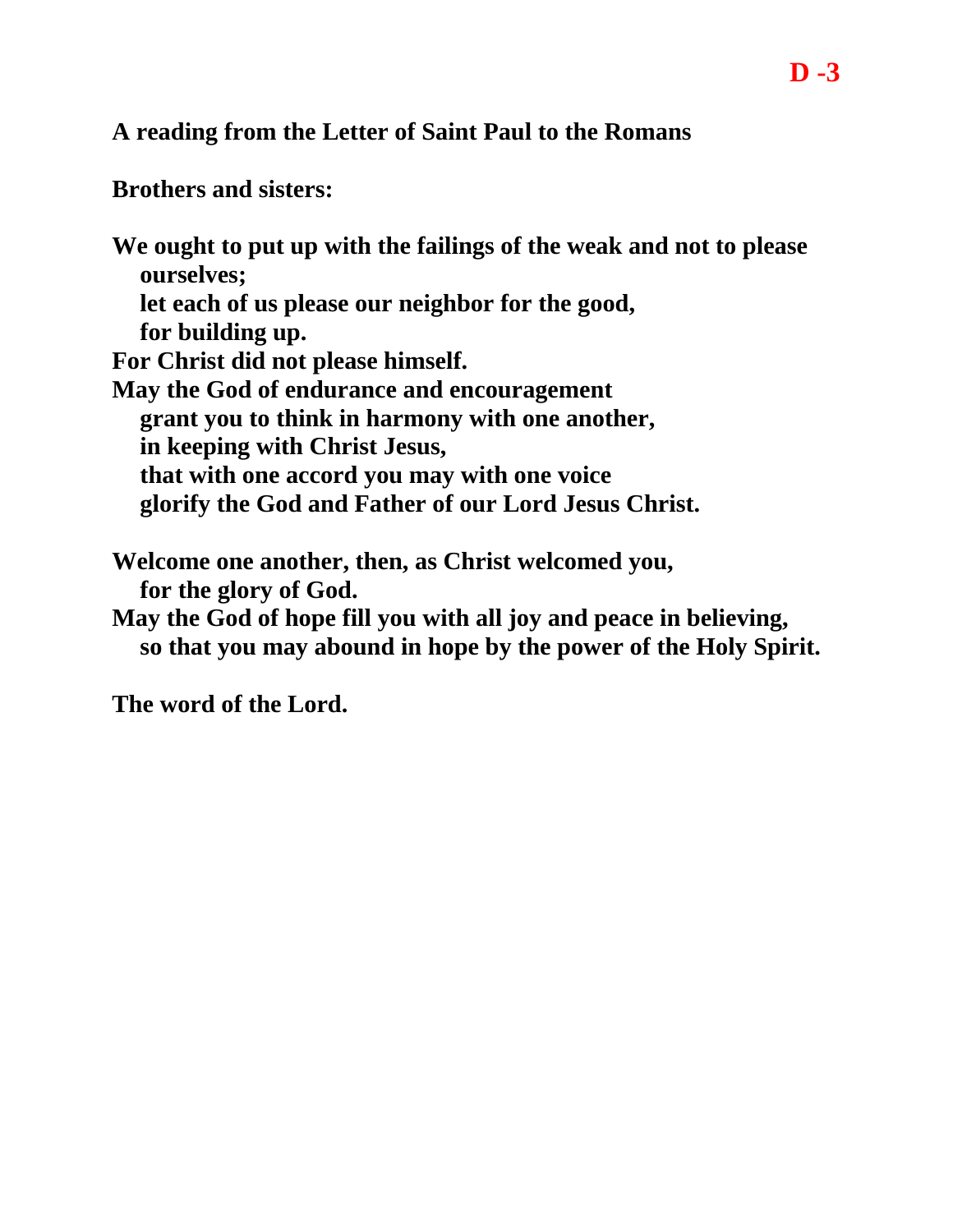**D -3**

**A reading from the Letter of Saint Paul to the Romans**

**Brothers and sisters:**

**We ought to put up with the failings of the weak and not to please ourselves;**
**let each of us please our neighbor for the good,**
**for building up.**
**For Christ did not please himself.**
**May the God of endurance and encouragement**
**grant you to think in harmony with one another,**
**in keeping with Christ Jesus,**
**that with one accord you may with one voice**
**glorify the God and Father of our Lord Jesus Christ.**

**Welcome one another, then, as Christ welcomed you,**
**for the glory of God.**
**May the God of hope fill you with all joy and peace in believing,**
**so that you may abound in hope by the power of the Holy Spirit.**

**The word of the Lord.**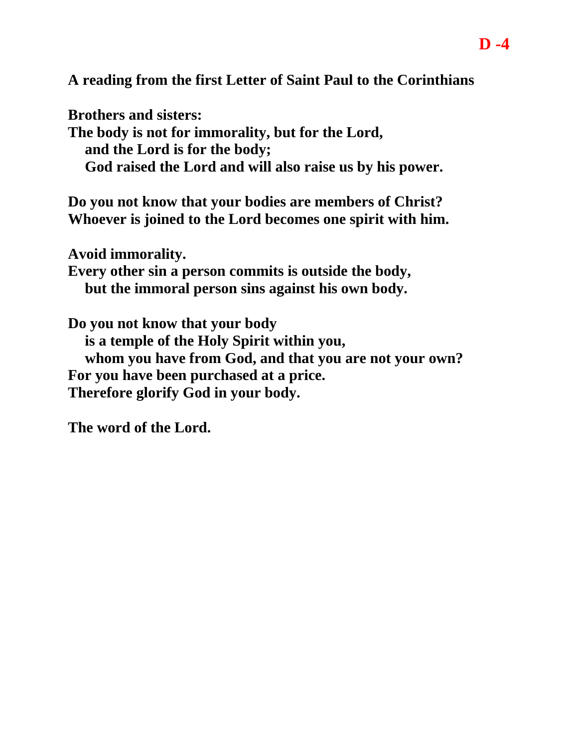**D -4**

**A reading from the first Letter of Saint Paul to the Corinthians**

**Brothers and sisters:**
**The body is not for immorality, but for the Lord,**
**and the Lord is for the body;**
**God raised the Lord and will also raise us by his power.**

**Do you not know that your bodies are members of Christ?**
**Whoever is joined to the Lord becomes one spirit with him.**

**Avoid immorality.**
**Every other sin a person commits is outside the body,**
**but the immoral person sins against his own body.**

**Do you not know that your body**
**is a temple of the Holy Spirit within you,**
**whom you have from God, and that you are not your own?**
**For you have been purchased at a price.**
**Therefore glorify God in your body.**

**The word of the Lord.**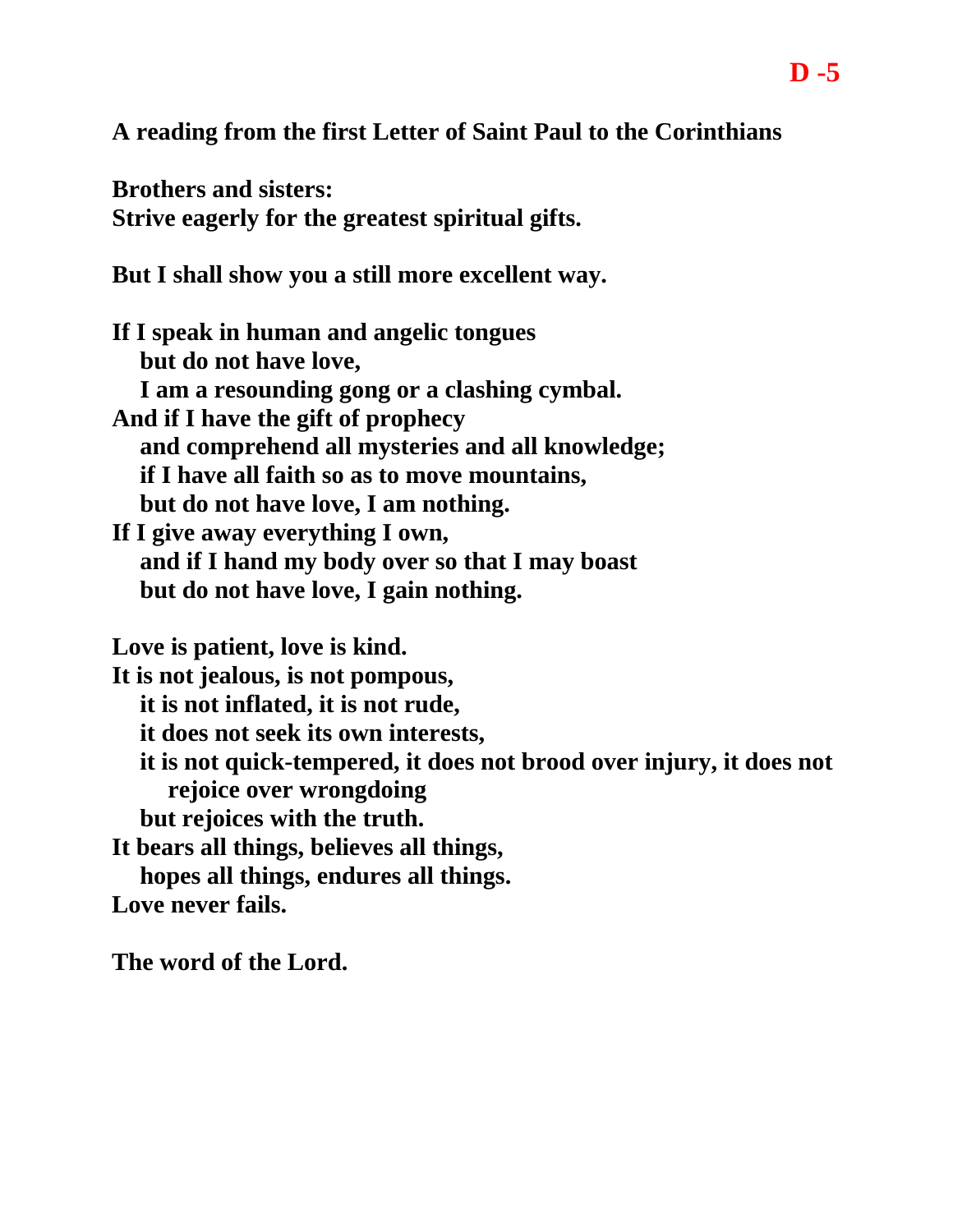**D -5**

**A reading from the first Letter of Saint Paul to the Corinthians**

**Brothers and sisters:**
**Strive eagerly for the greatest spiritual gifts.**

**But I shall show you a still more excellent way.**

**If I speak in human and angelic tongues**
**but do not have love,**
**I am a resounding gong or a clashing cymbal.**
**And if I have the gift of prophecy**
**and comprehend all mysteries and all knowledge;**
**if I have all faith so as to move mountains,**
**but do not have love, I am nothing.**
**If I give away everything I own,**
**and if I hand my body over so that I may boast**
**but do not have love, I gain nothing.**

**Love is patient, love is kind.**
**It is not jealous, is not pompous,**
**it is not inflated, it is not rude,**
**it does not seek its own interests,**
**it is not quick-tempered, it does not brood over injury, it does not rejoice over wrongdoing**
**but rejoices with the truth.**
**It bears all things, believes all things,**
**hopes all things, endures all things.**
**Love never fails.**

**The word of the Lord.**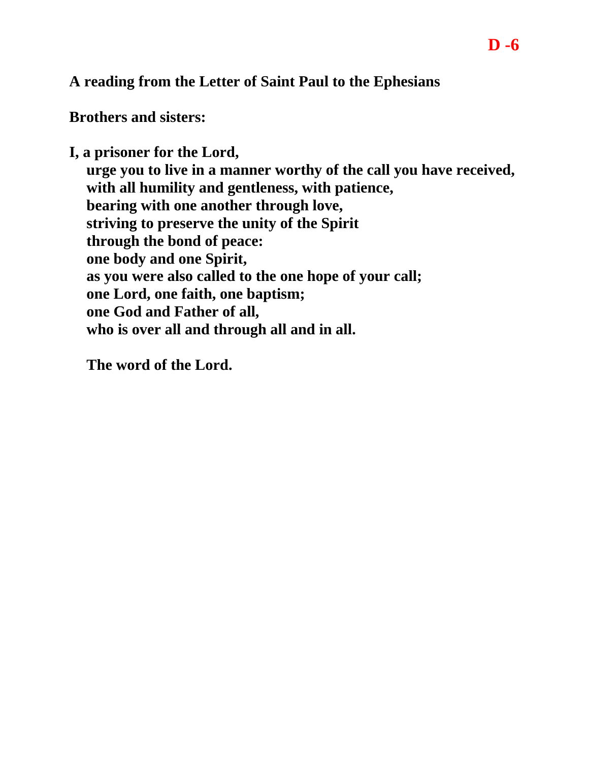**D -6**

**A reading from the Letter of Saint Paul to the Ephesians**

**Brothers and sisters:**

**I, a prisoner for the Lord,**
**urge you to live in a manner worthy of the call you have received,**
**with all humility and gentleness, with patience,**
**bearing with one another through love,**
**striving to preserve the unity of the Spirit**
**through the bond of peace:**
**one body and one Spirit,**
**as you were also called to the one hope of your call;**
**one Lord, one faith, one baptism;**
**one God and Father of all,**
**who is over all and through all and in all.**

**The word of the Lord.**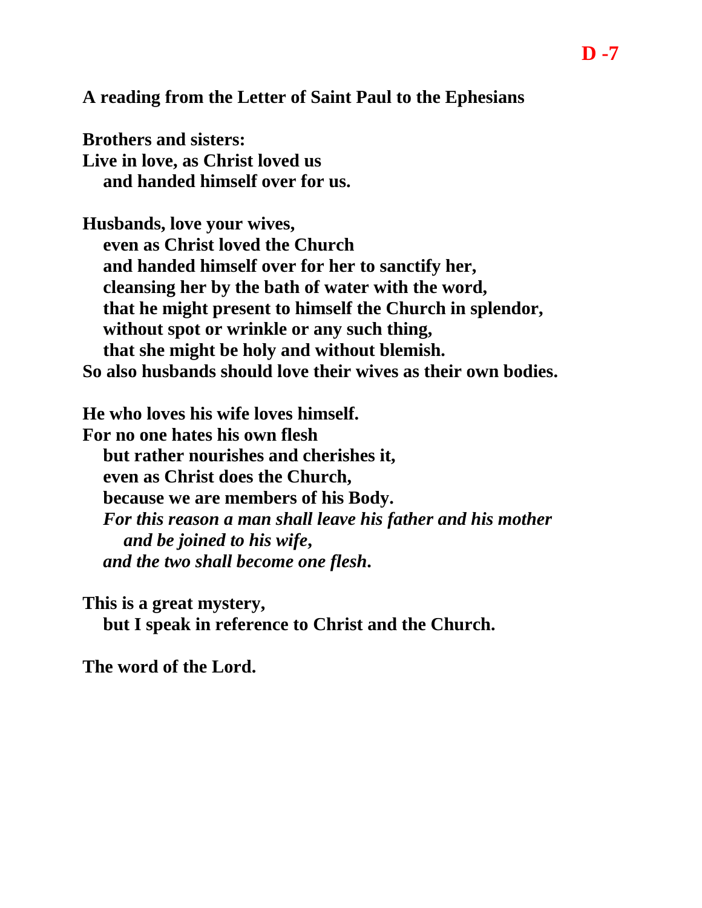**D -7**

**A reading from the Letter of Saint Paul to the Ephesians**

**Brothers and sisters:**
**Live in love, as Christ loved us**
**and handed himself over for us.**

**Husbands, love your wives,**
**even as Christ loved the Church**
**and handed himself over for her to sanctify her,**
**cleansing her by the bath of water with the word,**
**that he might present to himself the Church in splendor,**
**without spot or wrinkle or any such thing,**
**that she might be holy and without blemish.**
**So also husbands should love their wives as their own bodies.**

**He who loves his wife loves himself.**
**For no one hates his own flesh**
**but rather nourishes and cherishes it,**
**even as Christ does the Church,**
**because we are members of his Body.**
***For this reason a man shall leave his father and his mother***
***and be joined to his wife,***
***and the two shall become one flesh*.**

**This is a great mystery,**
**but I speak in reference to Christ and the Church.**

**The word of the Lord.**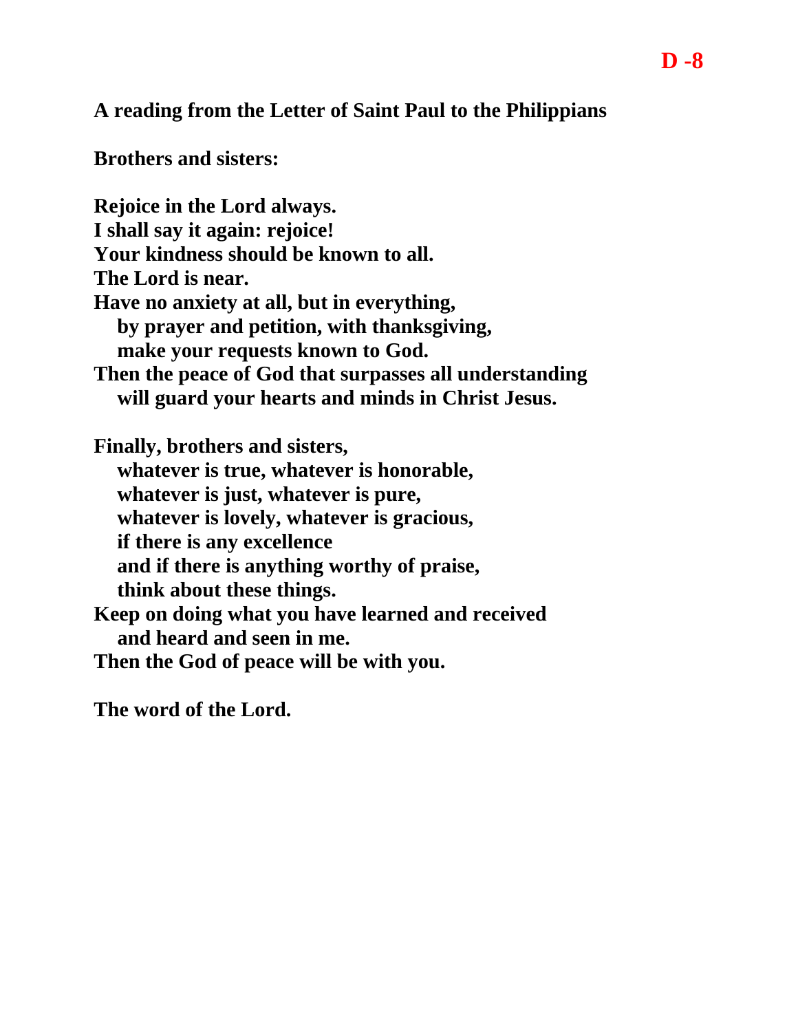**D -8**

**A reading from the Letter of Saint Paul to the Philippians**

**Brothers and sisters:**

**Rejoice in the Lord always.**
**I shall say it again: rejoice!**
**Your kindness should be known to all.**
**The Lord is near.**
**Have no anxiety at all, but in everything,**
**by prayer and petition, with thanksgiving,**
**make your requests known to God.**
**Then the peace of God that surpasses all understanding**
**will guard your hearts and minds in Christ Jesus.**

**Finally, brothers and sisters,**
**whatever is true, whatever is honorable,**
**whatever is just, whatever is pure,**
**whatever is lovely, whatever is gracious,**
**if there is any excellence**
**and if there is anything worthy of praise,**
**think about these things.**
**Keep on doing what you have learned and received**
**and heard and seen in me.**
**Then the God of peace will be with you.**

**The word of the Lord.**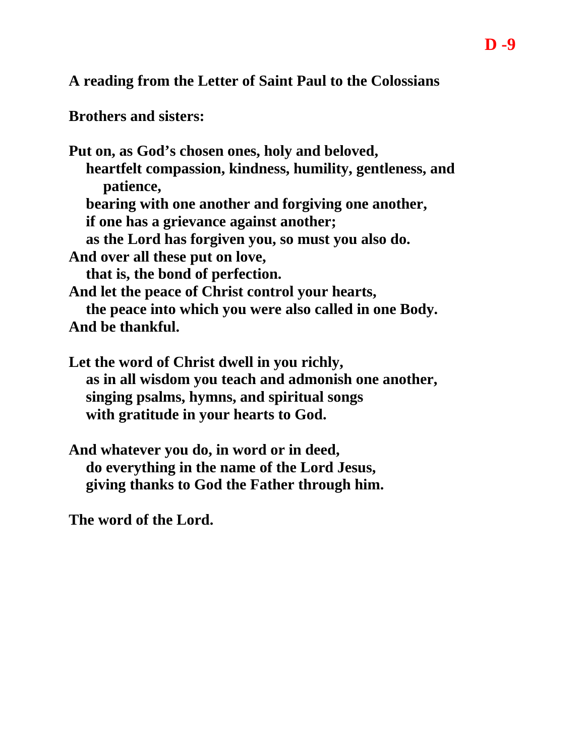**D -9**

**A reading from the Letter of Saint Paul to the Colossians**

**Brothers and sisters:**

**Put on, as God's chosen ones, holy and beloved,**
**heartfelt compassion, kindness, humility, gentleness, and patience,**
**bearing with one another and forgiving one another,**
**if one has a grievance against another;**
**as the Lord has forgiven you, so must you also do.**
**And over all these put on love,**
**that is, the bond of perfection.**
**And let the peace of Christ control your hearts,**
**the peace into which you were also called in one Body.**
**And be thankful.**

**Let the word of Christ dwell in you richly,**
**as in all wisdom you teach and admonish one another,**
**singing psalms, hymns, and spiritual songs**
**with gratitude in your hearts to God.**

**And whatever you do, in word or in deed,**
**do everything in the name of the Lord Jesus,**
**giving thanks to God the Father through him.**

**The word of the Lord.**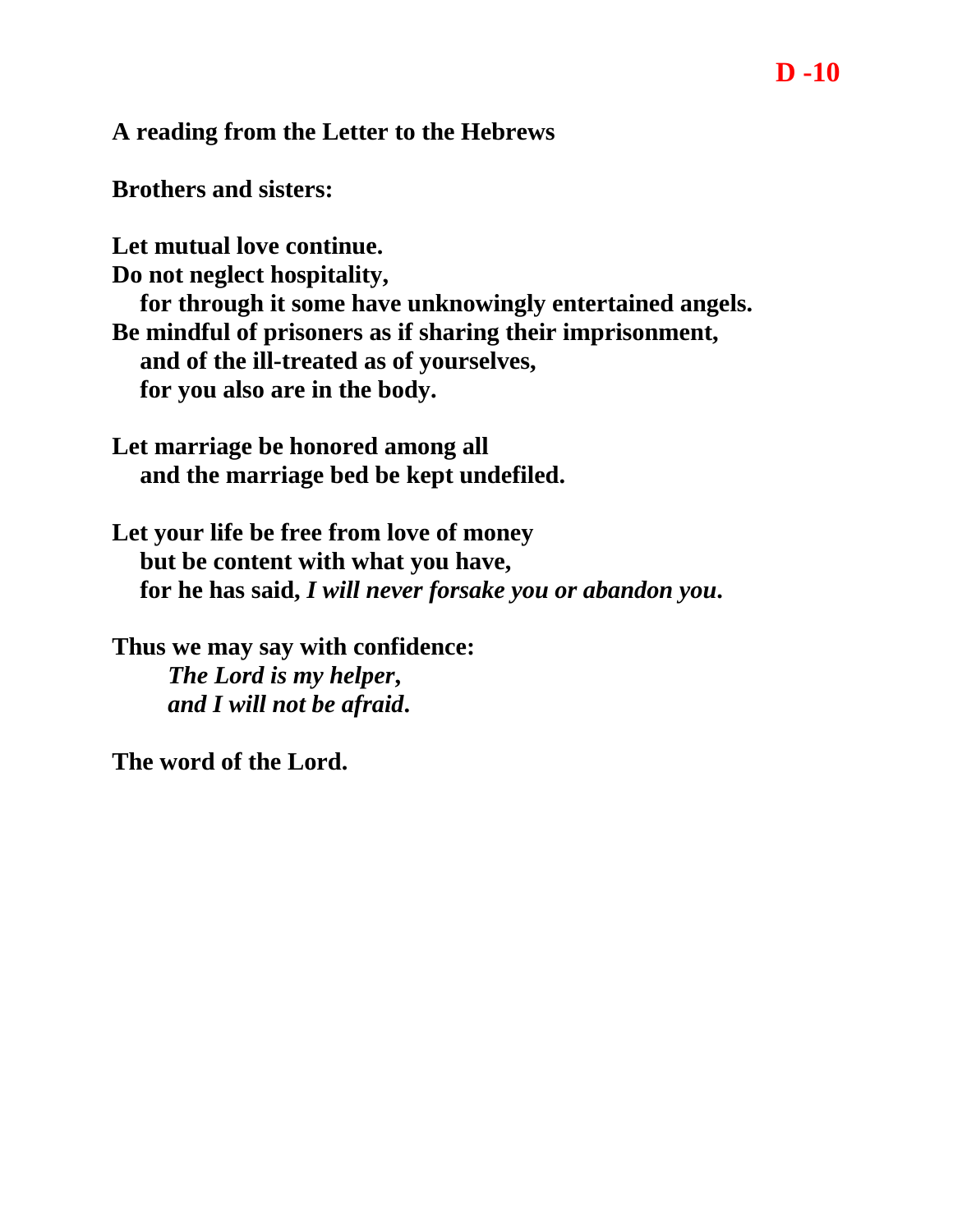**D -10**

**A reading from the Letter to the Hebrews**

**Brothers and sisters:**

**Let mutual love continue.**
**Do not neglect hospitality,**
  **for through it some have unknowingly entertained angels.**
**Be mindful of prisoners as if sharing their imprisonment,**
  **and of the ill-treated as of yourselves,**
  **for you also are in the body.**

**Let marriage be honored among all**
  **and the marriage bed be kept undefiled.**

**Let your life be free from love of money**
  **but be content with what you have,**
  **for he has said, *I will never forsake you or abandon you*.**

**Thus we may say with confidence:**
    ***The Lord is my helper,***
    ***and I will not be afraid*.**

**The word of the Lord.**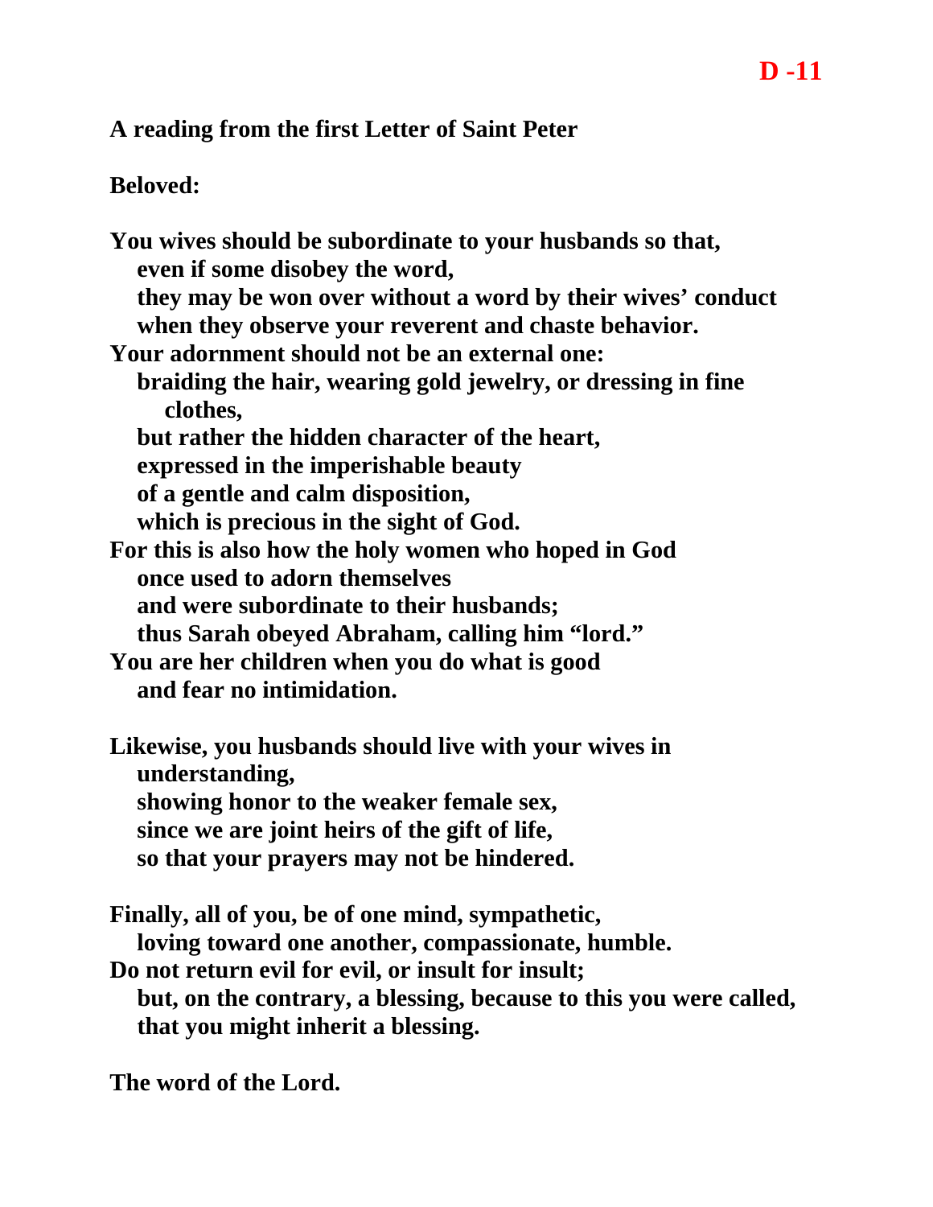**D -11**

**A reading from the first Letter of Saint Peter**

**Beloved:**

**You wives should be subordinate to your husbands so that,**
**even if some disobey the word,**
**they may be won over without a word by their wives' conduct**
**when they observe your reverent and chaste behavior.**
**Your adornment should not be an external one:**
**braiding the hair, wearing gold jewelry, or dressing in fine clothes,**
**but rather the hidden character of the heart,**
**expressed in the imperishable beauty**
**of a gentle and calm disposition,**
**which is precious in the sight of God.**
**For this is also how the holy women who hoped in God**
**once used to adorn themselves**
**and were subordinate to their husbands;**
**thus Sarah obeyed Abraham, calling him "lord."**
**You are her children when you do what is good**
**and fear no intimidation.**

**Likewise, you husbands should live with your wives in understanding,**
**showing honor to the weaker female sex,**
**since we are joint heirs of the gift of life,**
**so that your prayers may not be hindered.**

**Finally, all of you, be of one mind, sympathetic,**
**loving toward one another, compassionate, humble.**
**Do not return evil for evil, or insult for insult;**
**but, on the contrary, a blessing, because to this you were called,**
**that you might inherit a blessing.**

**The word of the Lord.**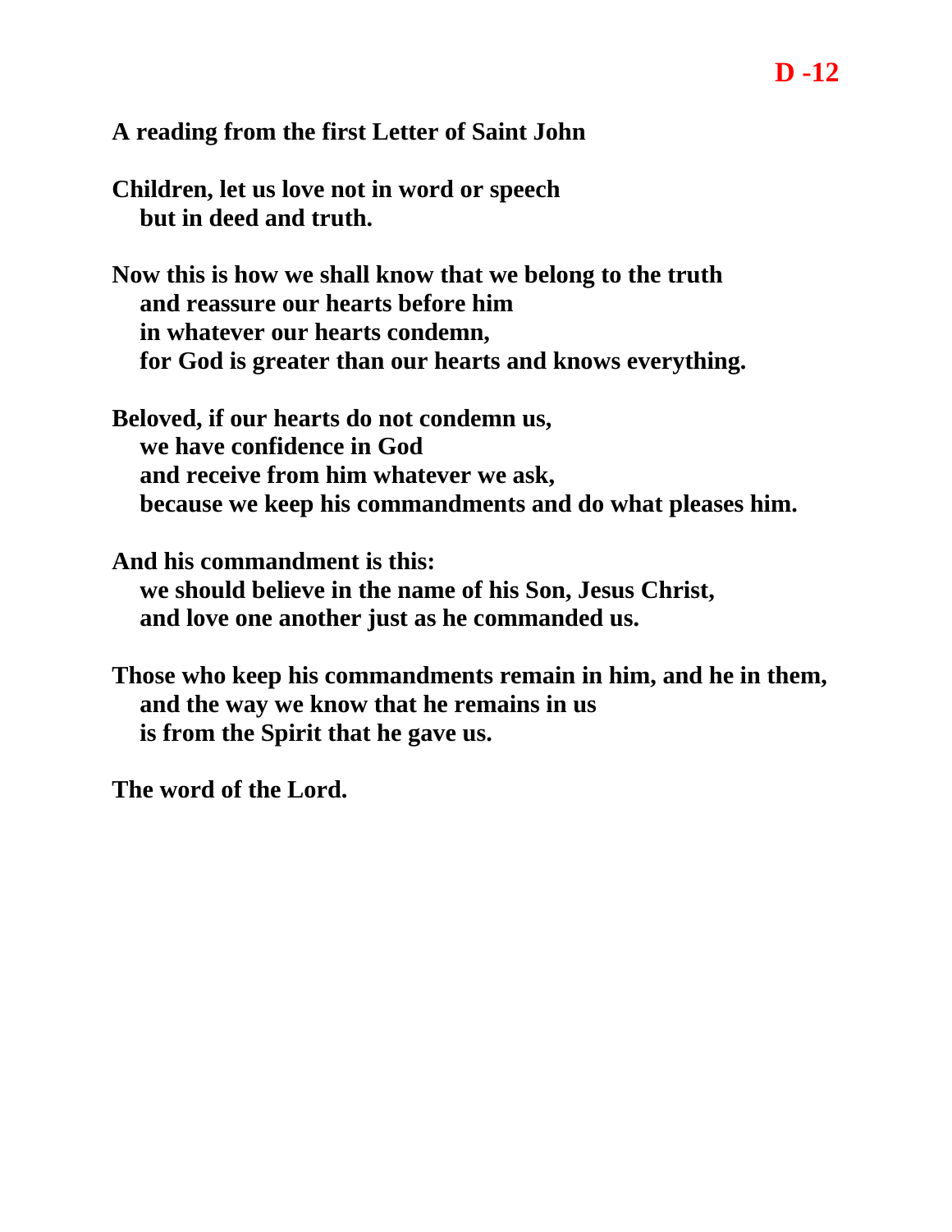**D -12**

**A reading from the first Letter of Saint John**

**Children, let us love not in word or speech**
**but in deed and truth.**

**Now this is how we shall know that we belong to the truth**
**and reassure our hearts before him**
**in whatever our hearts condemn,**
**for God is greater than our hearts and knows everything.**

**Beloved, if our hearts do not condemn us,**
**we have confidence in God**
**and receive from him whatever we ask,**
**because we keep his commandments and do what pleases him.**

**And his commandment is this:**
**we should believe in the name of his Son, Jesus Christ,**
**and love one another just as he commanded us.**

**Those who keep his commandments remain in him, and he in them,**
**and the way we know that he remains in us**
**is from the Spirit that he gave us.**

**The word of the Lord.**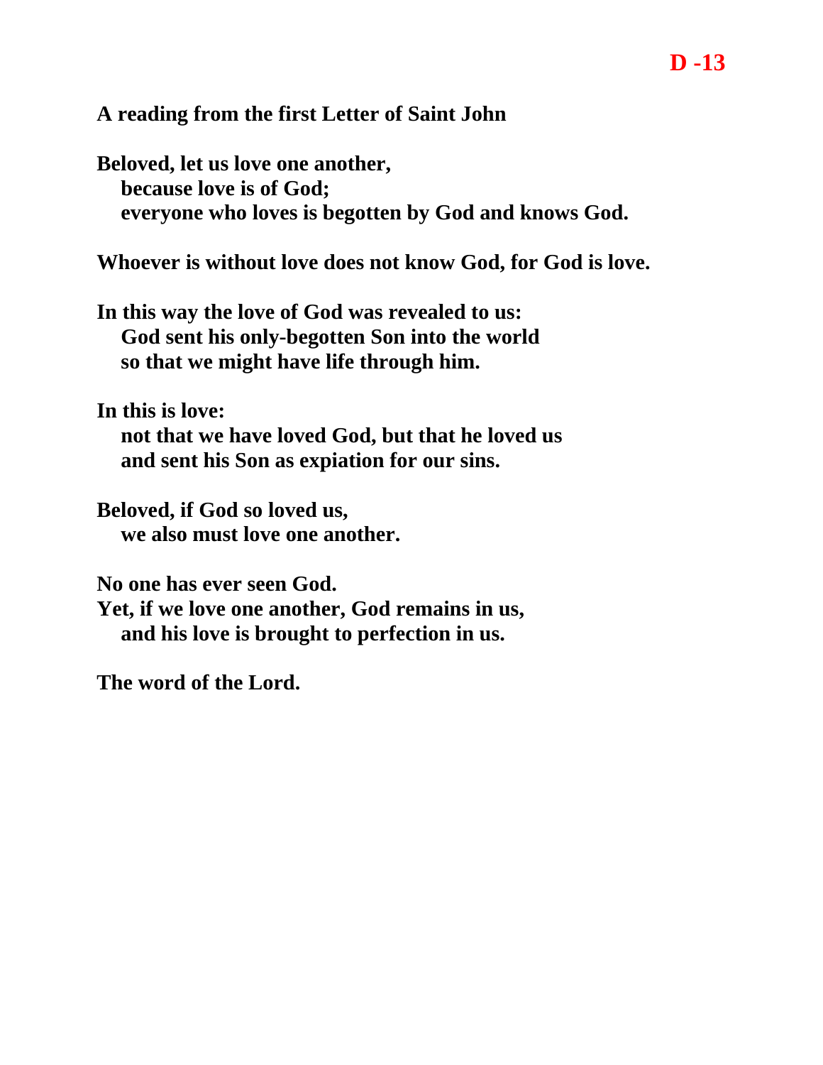**D -13**

**A reading from the first Letter of Saint John**

**Beloved, let us love one another,**
**because love is of God;**
**everyone who loves is begotten by God and knows God.**

**Whoever is without love does not know God, for God is love.**

**In this way the love of God was revealed to us:**
**God sent his only-begotten Son into the world**
**so that we might have life through him.**

**In this is love:**
**not that we have loved God, but that he loved us**
**and sent his Son as expiation for our sins.**

**Beloved, if God so loved us,**
**we also must love one another.**

**No one has ever seen God.**
**Yet, if we love one another, God remains in us,**
**and his love is brought to perfection in us.**

**The word of the Lord.**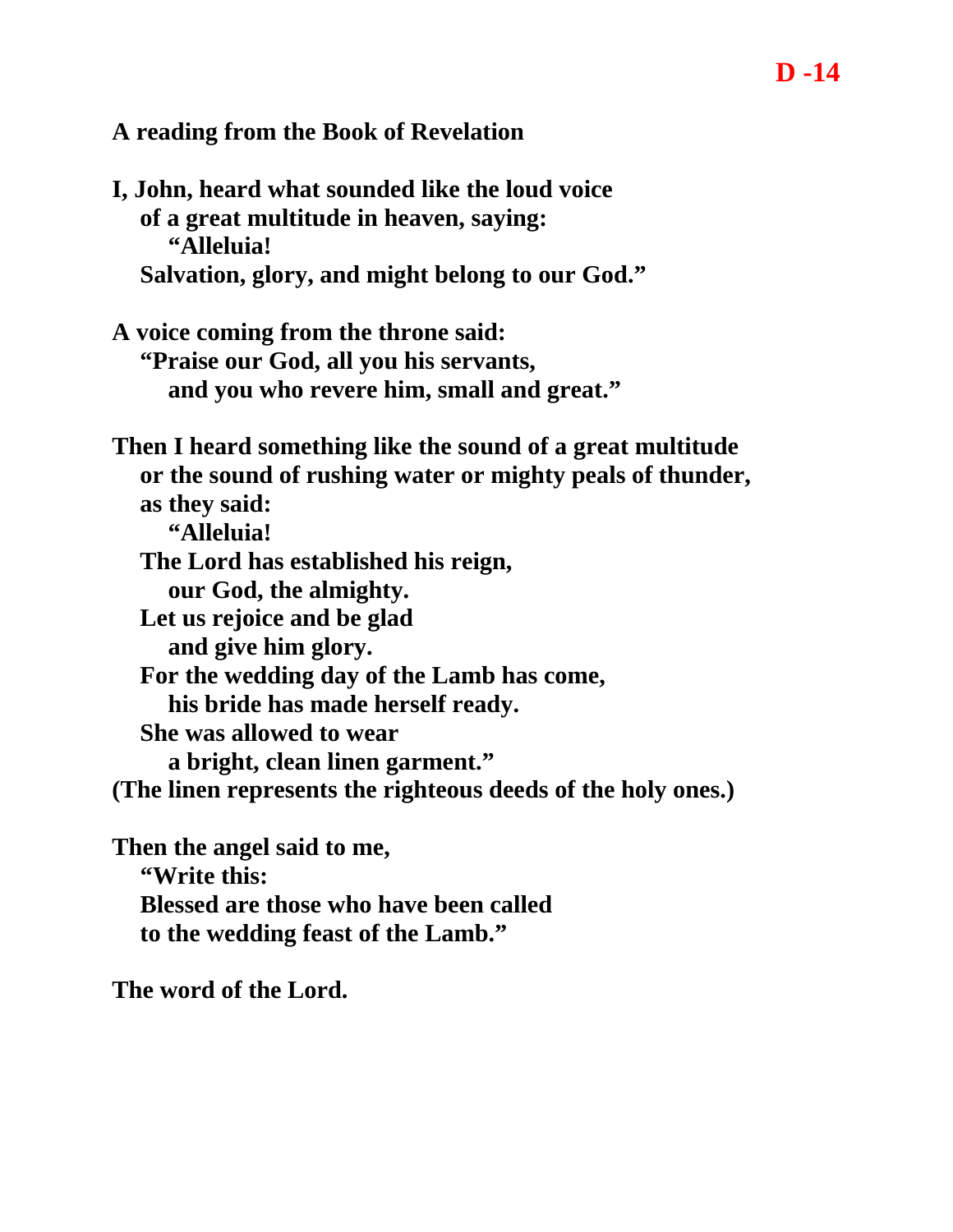**D -14**

**A reading from the Book of Revelation**

**I, John, heard what sounded like the loud voice**
**of a great multitude in heaven, saying:**
**"Alleluia!**
**Salvation, glory, and might belong to our God."**

**A voice coming from the throne said:**
**"Praise our God, all you his servants,**
**and you who revere him, small and great."**

**Then I heard something like the sound of a great multitude**
**or the sound of rushing water or mighty peals of thunder,**
**as they said:**
**"Alleluia!**
**The Lord has established his reign,**
**our God, the almighty.**
**Let us rejoice and be glad**
**and give him glory.**
**For the wedding day of the Lamb has come,**
**his bride has made herself ready.**
**She was allowed to wear**
**a bright, clean linen garment."**
**(The linen represents the righteous deeds of the holy ones.)**

**Then the angel said to me,**
**"Write this:**
**Blessed are those who have been called**
**to the wedding feast of the Lamb."**

**The word of the Lord.**